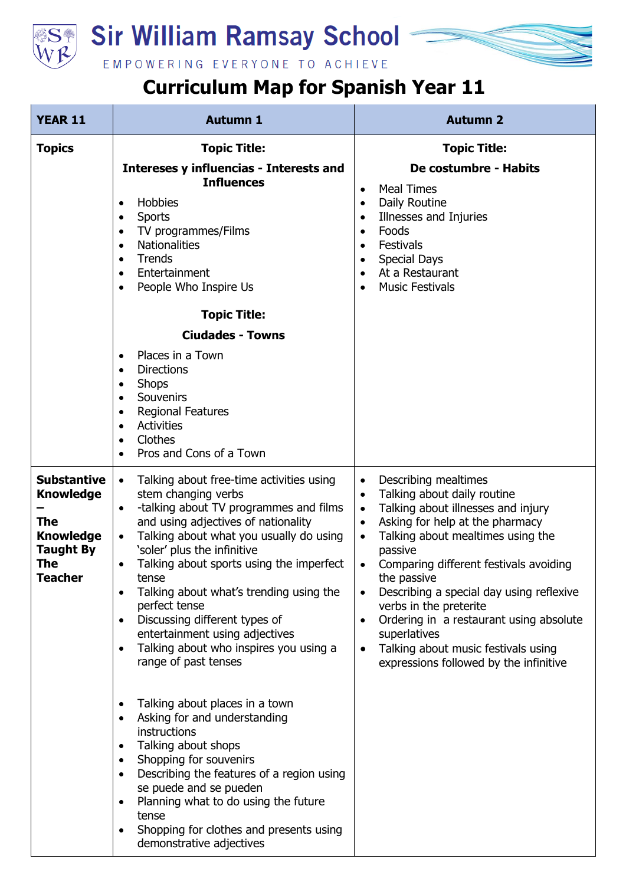# Sir William Ramsay School

EMPOWERING EVERYONE TO ACHIEVE

## Curriculum Map for Spanish Year 11

| YEAR 11 | Autumn 1 | Autumn 2 |
|---|---|---|
| **Topics** | **Topic Title:**<br>**Intereses y influencias - Interests and Influences**<br>• Hobbies<br>• Sports<br>• TV programmes/Films<br>• Nationalities<br>• Trends<br>• Entertainment<br>• People Who Inspire Us<br><br>**Topic Title:**<br>**Ciudades - Towns**<br>• Places in a Town<br>• Directions<br>• Shops<br>• Souvenirs<br>• Regional Features<br>• Activities<br>• Clothes<br>• Pros and Cons of a Town | **Topic Title:**<br>**De costumbre - Habits**<br>• Meal Times<br>• Daily Routine<br>• Illnesses and Injuries<br>• Foods<br>• Festivals<br>• Special Days<br>• At a Restaurant<br>• Music Festivals |
| **Substantive Knowledge – The Knowledge Taught By The Teacher** | • Talking about free-time activities using stem changing verbs<br>• -talking about TV programmes and films and using adjectives of nationality<br>• Talking about what you usually do using 'soler' plus the infinitive<br>• Talking about sports using the imperfect tense<br>• Talking about what's trending using the perfect tense<br>• Discussing different types of entertainment using adjectives<br>• Talking about who inspires you using a range of past tenses<br><br>• Talking about places in a town<br>• Asking for and understanding instructions<br>• Talking about shops<br>• Shopping for souvenirs<br>• Describing the features of a region using se puede and se pueden<br>• Planning what to do using the future tense<br>• Shopping for clothes and presents using demonstrative adjectives | • Describing mealtimes<br>• Talking about daily routine<br>• Talking about illnesses and injury<br>• Asking for help at the pharmacy<br>• Talking about mealtimes using the passive<br>• Comparing different festivals avoiding the passive<br>• Describing a special day using reflexive verbs in the preterite<br>• Ordering in a restaurant using absolute superlatives<br>• Talking about music festivals using expressions followed by the infinitive |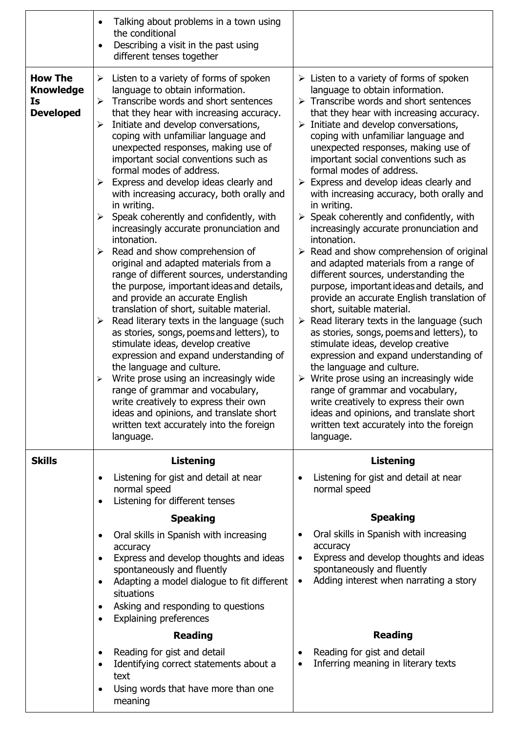| | | |
|---|---|---|
| | • Talking about problems in a town using the conditional<br>• Describing a visit in the past using different tenses together | |
| **How The Knowledge Is Developed** | ➢ Listen to a variety of forms of spoken language to obtain information.<br>➢ Transcribe words and short sentences that they hear with increasing accuracy.<br>➢ Initiate and develop conversations, coping with unfamiliar language and unexpected responses, making use of important social conventions such as formal modes of address.<br>➢ Express and develop ideas clearly and with increasing accuracy, both orally and in writing.<br>➢ Speak coherently and confidently, with increasingly accurate pronunciation and intonation.<br>➢ Read and show comprehension of original and adapted materials from a range of different sources, understanding the purpose, important ideas and details, and provide an accurate English translation of short, suitable material.<br>➢ Read literary texts in the language (such as stories, songs, poems and letters), to stimulate ideas, develop creative expression and expand understanding of the language and culture.<br>➢ Write prose using an increasingly wide range of grammar and vocabulary, write creatively to express their own ideas and opinions, and translate short written text accurately into the foreign language. | ➢ Listen to a variety of forms of spoken language to obtain information.<br>➢ Transcribe words and short sentences that they hear with increasing accuracy.<br>➢ Initiate and develop conversations, coping with unfamiliar language and unexpected responses, making use of important social conventions such as formal modes of address.<br>➢ Express and develop ideas clearly and with increasing accuracy, both orally and in writing.<br>➢ Speak coherently and confidently, with increasingly accurate pronunciation and intonation.<br>➢ Read and show comprehension of original and adapted materials from a range of different sources, understanding the purpose, important ideas and details, and provide an accurate English translation of short, suitable material.<br>➢ Read literary texts in the language (such as stories, songs, poems and letters), to stimulate ideas, develop creative expression and expand understanding of the language and culture.<br>➢ Write prose using an increasingly wide range of grammar and vocabulary, write creatively to express their own ideas and opinions, and translate short written text accurately into the foreign language. |
| **Skills** | **Listening**<br>• Listening for gist and detail at near normal speed<br>• Listening for different tenses<br>**Speaking**<br>• Oral skills in Spanish with increasing accuracy<br>• Express and develop thoughts and ideas spontaneously and fluently<br>• Adapting a model dialogue to fit different situations<br>• Asking and responding to questions<br>• Explaining preferences<br>**Reading**<br>• Reading for gist and detail<br>• Identifying correct statements about a text<br>• Using words that have more than one meaning | **Listening**<br>• Listening for gist and detail at near normal speed<br>**Speaking**<br>• Oral skills in Spanish with increasing accuracy<br>• Express and develop thoughts and ideas spontaneously and fluently<br>• Adding interest when narrating a story<br>**Reading**<br>• Reading for gist and detail<br>• Inferring meaning in literary texts |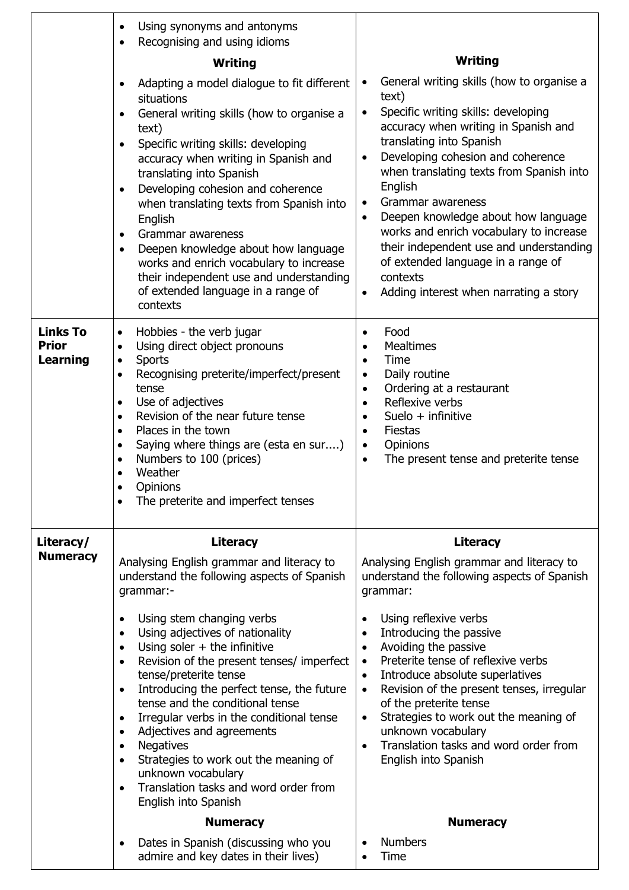| | | |
|---|---|---|
| | • Using synonyms and antonyms<br>• Recognising and using idioms<br><br>**Writing**<br><br>• Adapting a model dialogue to fit different situations<br>• General writing skills (how to organise a text)<br>• Specific writing skills: developing accuracy when writing in Spanish and translating into Spanish<br>• Developing cohesion and coherence when translating texts from Spanish into English<br>• Grammar awareness<br>• Deepen knowledge about how language works and enrich vocabulary to increase their independent use and understanding of extended language in a range of contexts | **Writing**<br><br>• General writing skills (how to organise a text)<br>• Specific writing skills: developing accuracy when writing in Spanish and translating into Spanish<br>• Developing cohesion and coherence when translating texts from Spanish into English<br>• Grammar awareness<br>• Deepen knowledge about how language works and enrich vocabulary to increase their independent use and understanding of extended language in a range of contexts<br>• Adding interest when narrating a story |
| **Links To Prior Learning** | • Hobbies - the verb jugar<br>• Using direct object pronouns<br>• Sports<br>• Recognising preterite/imperfect/present tense<br>• Use of adjectives<br>• Revision of the near future tense<br>• Places in the town<br>• Saying where things are (esta en sur....)<br>• Numbers to 100 (prices)<br>• Weather<br>• Opinions<br>• The preterite and imperfect tenses | • Food<br>• Mealtimes<br>• Time<br>• Daily routine<br>• Ordering at a restaurant<br>• Reflexive verbs<br>• Suelo + infinitive<br>• Fiestas<br>• Opinions<br>• The present tense and preterite tense |
| **Literacy/ Numeracy** | **Literacy**<br><br>Analysing English grammar and literacy to understand the following aspects of Spanish grammar:-<br><br>• Using stem changing verbs<br>• Using adjectives of nationality<br>• Using soler + the infinitive<br>• Revision of the present tenses/ imperfect tense/preterite tense<br>• Introducing the perfect tense, the future tense and the conditional tense<br>• Irregular verbs in the conditional tense<br>• Adjectives and agreements<br>• Negatives<br>• Strategies to work out the meaning of unknown vocabulary<br>• Translation tasks and word order from English into Spanish<br><br>**Numeracy**<br><br>• Dates in Spanish (discussing who you admire and key dates in their lives) | **Literacy**<br><br>Analysing English grammar and literacy to understand the following aspects of Spanish grammar:<br><br>• Using reflexive verbs<br>• Introducing the passive<br>• Avoiding the passive<br>• Preterite tense of reflexive verbs<br>• Introduce absolute superlatives<br>• Revision of the present tenses, irregular of the preterite tense<br>• Strategies to work out the meaning of unknown vocabulary<br>• Translation tasks and word order from English into Spanish<br><br>**Numeracy**<br><br>• Numbers<br>• Time |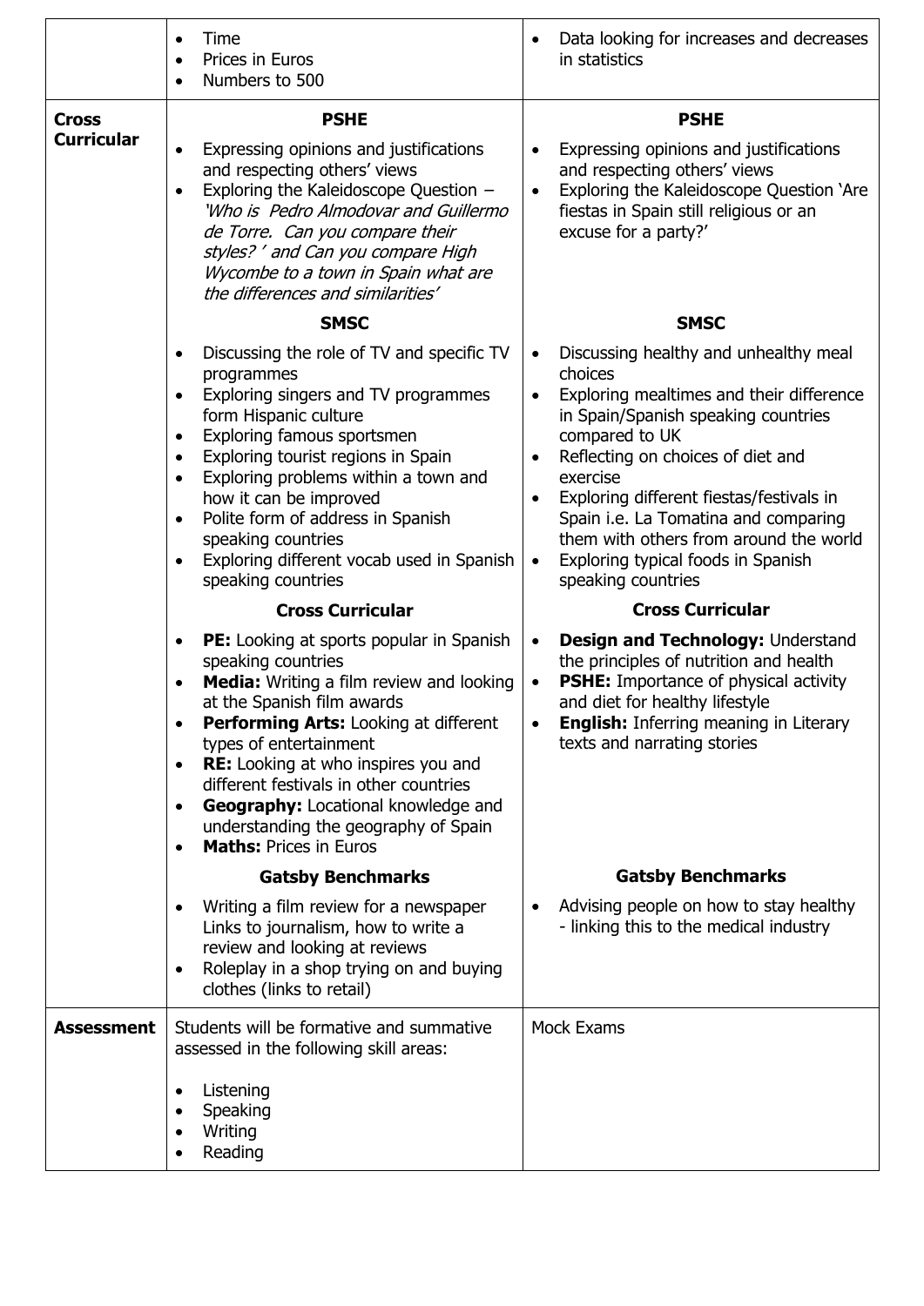| | | |
|---|---|---|
| | • Time<br>• Prices in Euros<br>• Numbers to 500 | • Data looking for increases and decreases in statistics |
| **Cross Curricular** | **PSHE**<br>• Expressing opinions and justifications and respecting others' views<br>• Exploring the Kaleidoscope Question – *'Who is Pedro Almodovar and Guillermo de Torre. Can you compare their styles? ' and Can you compare High Wycombe to a town in Spain what are the differences and similarities'*<br><br>**SMSC**<br>• Discussing the role of TV and specific TV programmes<br>• Exploring singers and TV programmes form Hispanic culture<br>• Exploring famous sportsmen<br>• Exploring tourist regions in Spain<br>• Exploring problems within a town and how it can be improved<br>• Polite form of address in Spanish speaking countries<br>• Exploring different vocab used in Spanish speaking countries<br><br>**Cross Curricular**<br>• **PE:** Looking at sports popular in Spanish speaking countries<br>• **Media:** Writing a film review and looking at the Spanish film awards<br>• **Performing Arts:** Looking at different types of entertainment<br>• **RE:** Looking at who inspires you and different festivals in other countries<br>• **Geography:** Locational knowledge and understanding the geography of Spain<br>• **Maths:** Prices in Euros<br><br>**Gatsby Benchmarks**<br>• Writing a film review for a newspaper Links to journalism, how to write a review and looking at reviews<br>• Roleplay in a shop trying on and buying clothes (links to retail) | **PSHE**<br>• Expressing opinions and justifications and respecting others' views<br>• Exploring the Kaleidoscope Question 'Are fiestas in Spain still religious or an excuse for a party?'<br><br>**SMSC**<br>• Discussing healthy and unhealthy meal choices<br>• Exploring mealtimes and their difference in Spain/Spanish speaking countries compared to UK<br>• Reflecting on choices of diet and exercise<br>• Exploring different fiestas/festivals in Spain i.e. La Tomatina and comparing them with others from around the world<br>• Exploring typical foods in Spanish speaking countries<br><br>**Cross Curricular**<br>• **Design and Technology:** Understand the principles of nutrition and health<br>• **PSHE:** Importance of physical activity and diet for healthy lifestyle<br>• **English:** Inferring meaning in Literary texts and narrating stories<br><br>**Gatsby Benchmarks**<br>• Advising people on how to stay healthy - linking this to the medical industry |
| **Assessment** | Students will be formative and summative assessed in the following skill areas:<br><br>• Listening<br>• Speaking<br>• Writing<br>• Reading | Mock Exams |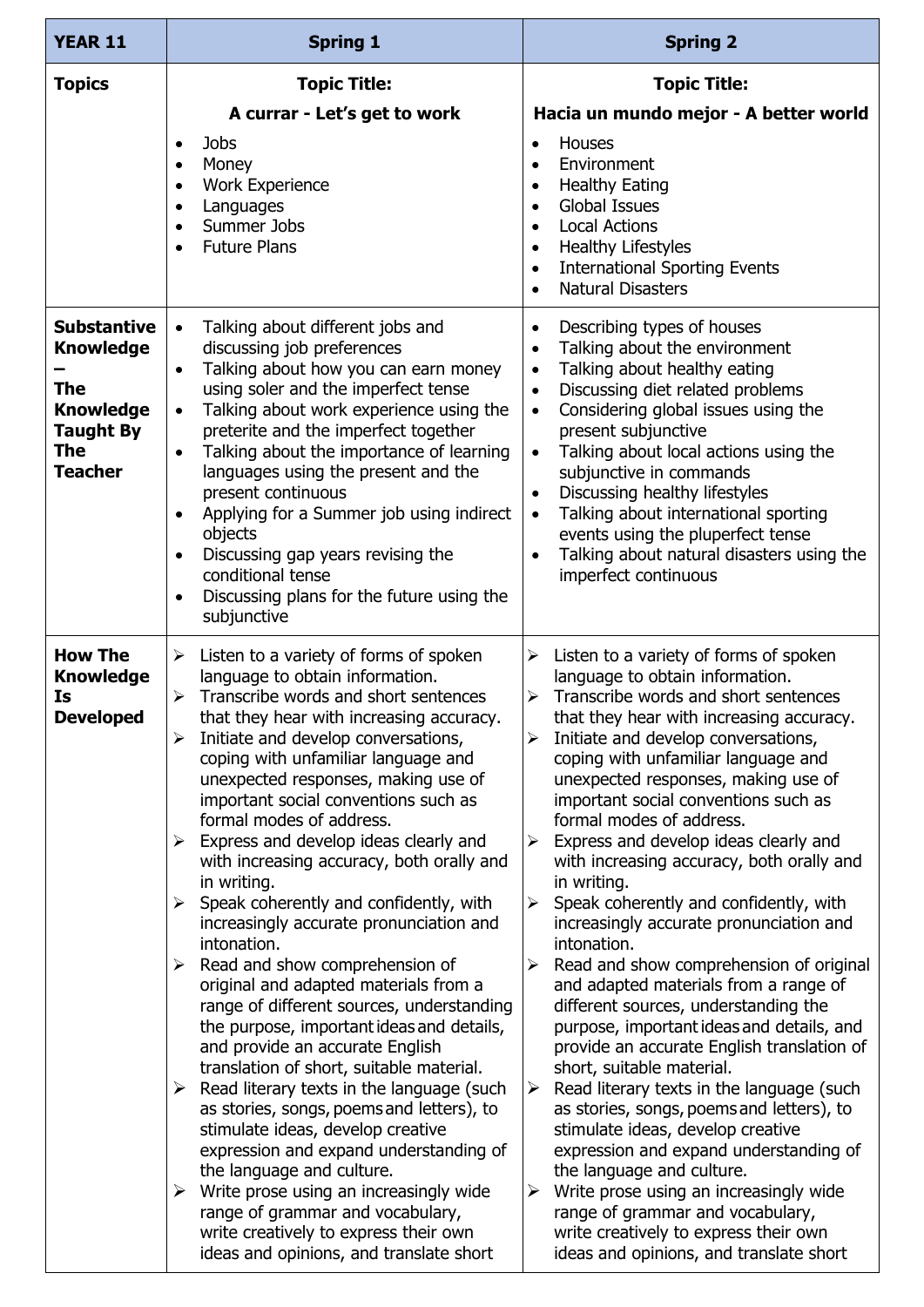| YEAR 11 | Spring 1 | Spring 2 |
|---|---|---|
| **Topics** | **Topic Title:**<br>**A currar - Let's get to work**<br>• Jobs<br>• Money<br>• Work Experience<br>• Languages<br>• Summer Jobs<br>• Future Plans | **Topic Title:**<br>**Hacia un mundo mejor - A better world**<br>• Houses<br>• Environment<br>• Healthy Eating<br>• Global Issues<br>• Local Actions<br>• Healthy Lifestyles<br>• International Sporting Events<br>• Natural Disasters |
| **Substantive Knowledge – The Knowledge Taught By The Teacher** | • Talking about different jobs and discussing job preferences<br>• Talking about how you can earn money using soler and the imperfect tense<br>• Talking about work experience using the preterite and the imperfect together<br>• Talking about the importance of learning languages using the present and the present continuous<br>• Applying for a Summer job using indirect objects<br>• Discussing gap years revising the conditional tense<br>• Discussing plans for the future using the subjunctive | • Describing types of houses<br>• Talking about the environment<br>• Talking about healthy eating<br>• Discussing diet related problems<br>• Considering global issues using the present subjunctive<br>• Talking about local actions using the subjunctive in commands<br>• Discussing healthy lifestyles<br>• Talking about international sporting events using the pluperfect tense<br>• Talking about natural disasters using the imperfect continuous |
| **How The Knowledge Is Developed** | ➢ Listen to a variety of forms of spoken language to obtain information.<br>➢ Transcribe words and short sentences that they hear with increasing accuracy.<br>➢ Initiate and develop conversations, coping with unfamiliar language and unexpected responses, making use of important social conventions such as formal modes of address.<br>➢ Express and develop ideas clearly and with increasing accuracy, both orally and in writing.<br>➢ Speak coherently and confidently, with increasingly accurate pronunciation and intonation.<br>➢ Read and show comprehension of original and adapted materials from a range of different sources, understanding the purpose, important ideas and details, and provide an accurate English translation of short, suitable material.<br>➢ Read literary texts in the language (such as stories, songs, poems and letters), to stimulate ideas, develop creative expression and expand understanding of the language and culture.<br>➢ Write prose using an increasingly wide range of grammar and vocabulary, write creatively to express their own ideas and opinions, and translate short | ➢ Listen to a variety of forms of spoken language to obtain information.<br>➢ Transcribe words and short sentences that they hear with increasing accuracy.<br>➢ Initiate and develop conversations, coping with unfamiliar language and unexpected responses, making use of important social conventions such as formal modes of address.<br>➢ Express and develop ideas clearly and with increasing accuracy, both orally and in writing.<br>➢ Speak coherently and confidently, with increasingly accurate pronunciation and intonation.<br>➢ Read and show comprehension of original and adapted materials from a range of different sources, understanding the purpose, important ideas and details, and provide an accurate English translation of short, suitable material.<br>➢ Read literary texts in the language (such as stories, songs, poems and letters), to stimulate ideas, develop creative expression and expand understanding of the language and culture.<br>➢ Write prose using an increasingly wide range of grammar and vocabulary, write creatively to express their own ideas and opinions, and translate short |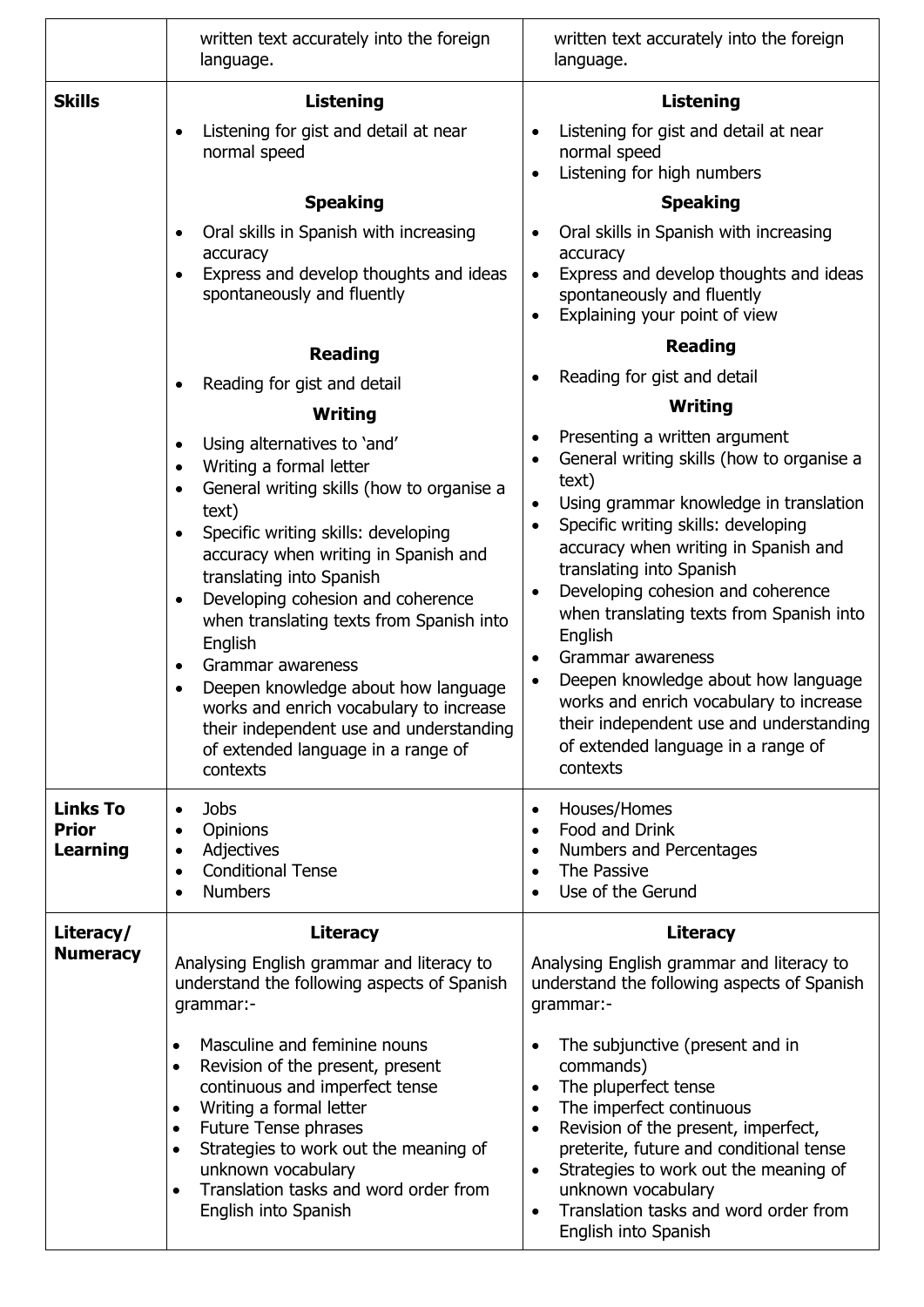| | | |
|---|---|---|
| | written text accurately into the foreign language. | written text accurately into the foreign language. |
| **Skills** | **Listening**<br>• Listening for gist and detail at near normal speed<br><br>**Speaking**<br>• Oral skills in Spanish with increasing accuracy<br>• Express and develop thoughts and ideas spontaneously and fluently<br><br>**Reading**<br>• Reading for gist and detail<br><br>**Writing**<br>• Using alternatives to 'and'<br>• Writing a formal letter<br>• General writing skills (how to organise a text)<br>• Specific writing skills: developing accuracy when writing in Spanish and translating into Spanish<br>• Developing cohesion and coherence when translating texts from Spanish into English<br>• Grammar awareness<br>• Deepen knowledge about how language works and enrich vocabulary to increase their independent use and understanding of extended language in a range of contexts | **Listening**<br>• Listening for gist and detail at near normal speed<br>• Listening for high numbers<br><br>**Speaking**<br>• Oral skills in Spanish with increasing accuracy<br>• Express and develop thoughts and ideas spontaneously and fluently<br>• Explaining your point of view<br><br>**Reading**<br>• Reading for gist and detail<br><br>**Writing**<br>• Presenting a written argument<br>• General writing skills (how to organise a text)<br>• Using grammar knowledge in translation<br>• Specific writing skills: developing accuracy when writing in Spanish and translating into Spanish<br>• Developing cohesion and coherence when translating texts from Spanish into English<br>• Grammar awareness<br>• Deepen knowledge about how language works and enrich vocabulary to increase their independent use and understanding of extended language in a range of contexts |
| **Links To Prior Learning** | • Jobs<br>• Opinions<br>• Adjectives<br>• Conditional Tense<br>• Numbers | • Houses/Homes<br>• Food and Drink<br>• Numbers and Percentages<br>• The Passive<br>• Use of the Gerund |
| **Literacy/ Numeracy** | **Literacy**<br>Analysing English grammar and literacy to understand the following aspects of Spanish grammar:-<br><br>• Masculine and feminine nouns<br>• Revision of the present, present continuous and imperfect tense<br>• Writing a formal letter<br>• Future Tense phrases<br>• Strategies to work out the meaning of unknown vocabulary<br>• Translation tasks and word order from English into Spanish | **Literacy**<br>Analysing English grammar and literacy to understand the following aspects of Spanish grammar:-<br><br>• The subjunctive (present and in commands)<br>• The pluperfect tense<br>• The imperfect continuous<br>• Revision of the present, imperfect, preterite, future and conditional tense<br>• Strategies to work out the meaning of unknown vocabulary<br>• Translation tasks and word order from English into Spanish |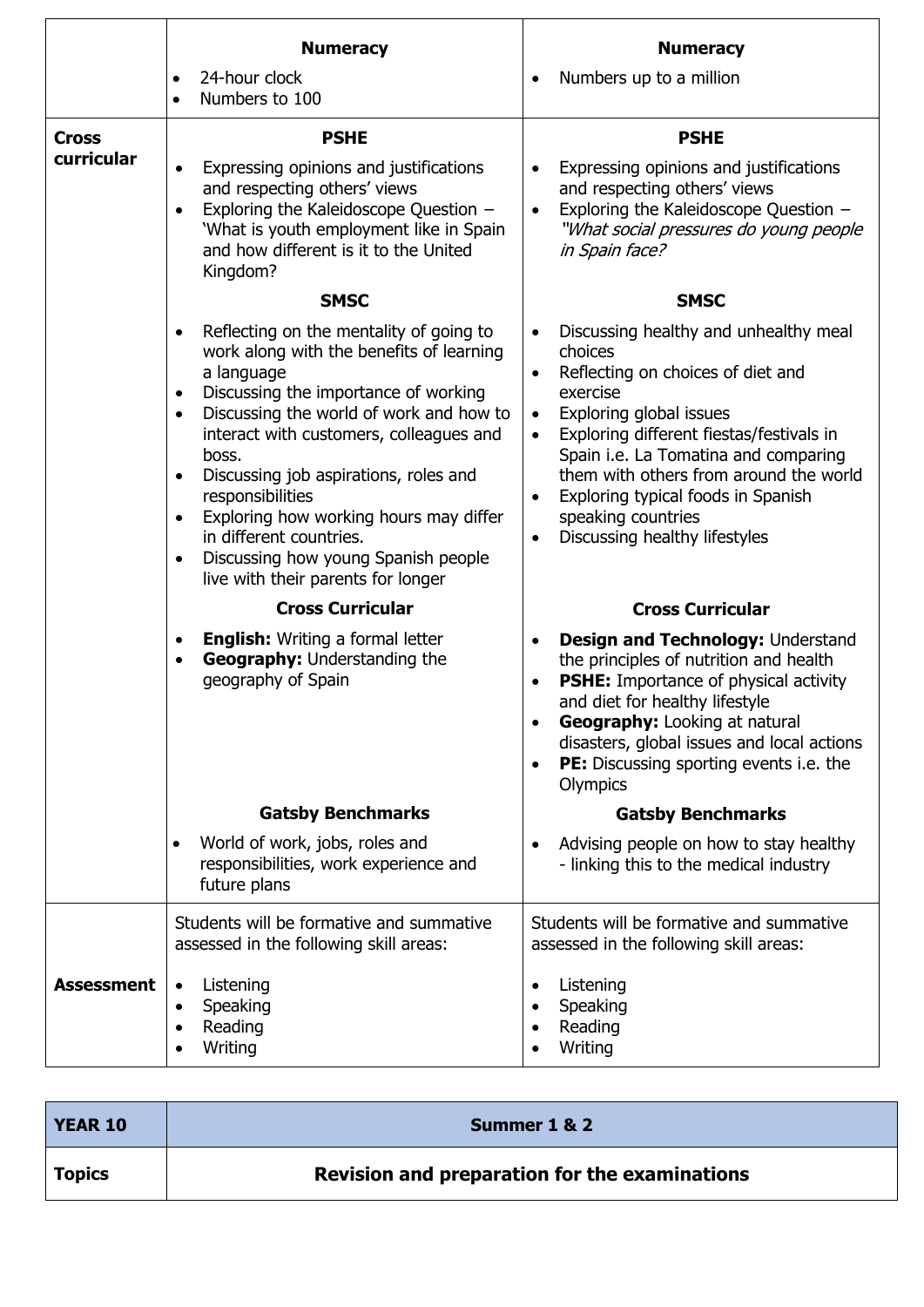| | | |
|---|---|---|
| | **Numeracy**<br>• 24-hour clock<br>• Numbers to 100 | **Numeracy**<br>• Numbers up to a million |
| **Cross curricular** | **PSHE**<br>• Expressing opinions and justifications and respecting others' views<br>• Exploring the Kaleidoscope Question – 'What is youth employment like in Spain and how different is it to the United Kingdom?<br><br>**SMSC**<br>• Reflecting on the mentality of going to work along with the benefits of learning a language<br>• Discussing the importance of working<br>• Discussing the world of work and how to interact with customers, colleagues and boss.<br>• Discussing job aspirations, roles and responsibilities<br>• Exploring how working hours may differ in different countries.<br>• Discussing how young Spanish people live with their parents for longer<br><br>**Cross Curricular**<br>• **English:** Writing a formal letter<br>• **Geography:** Understanding the geography of Spain<br><br>**Gatsby Benchmarks**<br>• World of work, jobs, roles and responsibilities, work experience and future plans | **PSHE**<br>• Expressing opinions and justifications and respecting others' views<br>• Exploring the Kaleidoscope Question – *"What social pressures do young people in Spain face?*<br><br>**SMSC**<br>• Discussing healthy and unhealthy meal choices<br>• Reflecting on choices of diet and exercise<br>• Exploring global issues<br>• Exploring different fiestas/festivals in Spain i.e. La Tomatina and comparing them with others from around the world<br>• Exploring typical foods in Spanish speaking countries<br>• Discussing healthy lifestyles<br><br>**Cross Curricular**<br>• **Design and Technology:** Understand the principles of nutrition and health<br>• **PSHE:** Importance of physical activity and diet for healthy lifestyle<br>• **Geography:** Looking at natural disasters, global issues and local actions<br>• **PE:** Discussing sporting events i.e. the Olympics<br><br>**Gatsby Benchmarks**<br>• Advising people on how to stay healthy - linking this to the medical industry |
| **Assessment** | Students will be formative and summative assessed in the following skill areas:<br><br>• Listening<br>• Speaking<br>• Reading<br>• Writing | Students will be formative and summative assessed in the following skill areas:<br><br>• Listening<br>• Speaking<br>• Reading<br>• Writing |

| **YEAR 10** | **Summer 1 & 2** |
|---|---|
| **Topics** | **Revision and preparation for the examinations** |